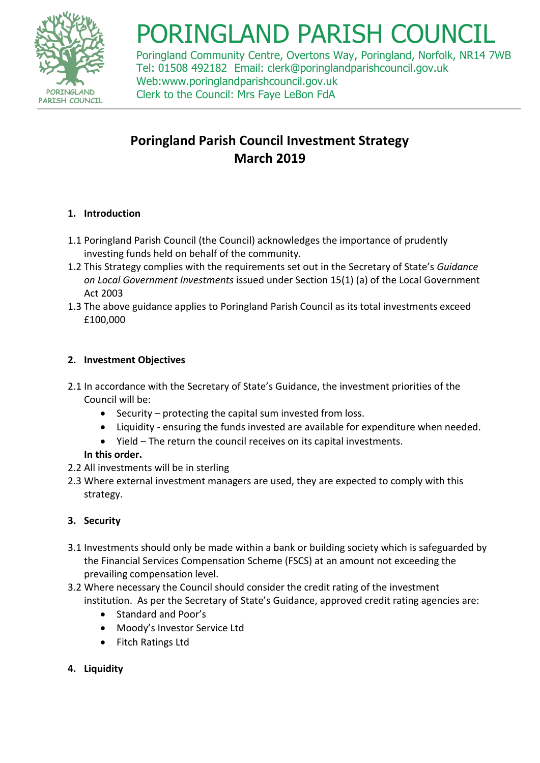# PORINGLAND PARISH COUNCIL

Poringland Community Centre, Overtons Way, Poringland, Norfolk, NR14 7WB
Tel: 01508 492182 Email: clerk@poringlandparishcouncil.gov.uk
Web:www.poringlandparishcouncil.gov.uk
Clerk to the Council: Mrs Faye LeBon FdA

## Poringland Parish Council Investment Strategy
## March 2019

### 1. Introduction

1.1 Poringland Parish Council (the Council) acknowledges the importance of prudently investing funds held on behalf of the community.

1.2 This Strategy complies with the requirements set out in the Secretary of State's *Guidance on Local Government Investments* issued under Section 15(1) (a) of the Local Government Act 2003

1.3 The above guidance applies to Poringland Parish Council as its total investments exceed £100,000

### 2. Investment Objectives

2.1 In accordance with the Secretary of State's Guidance, the investment priorities of the Council will be:

- Security – protecting the capital sum invested from loss.
- Liquidity - ensuring the funds invested are available for expenditure when needed.
- Yield – The return the council receives on its capital investments.

**In this order.**

2.2 All investments will be in sterling

2.3 Where external investment managers are used, they are expected to comply with this strategy.

### 3. Security

3.1 Investments should only be made within a bank or building society which is safeguarded by the Financial Services Compensation Scheme (FSCS) at an amount not exceeding the prevailing compensation level.

3.2 Where necessary the Council should consider the credit rating of the investment institution. As per the Secretary of State's Guidance, approved credit rating agencies are:

- Standard and Poor's
- Moody's Investor Service Ltd
- Fitch Ratings Ltd

### 4. Liquidity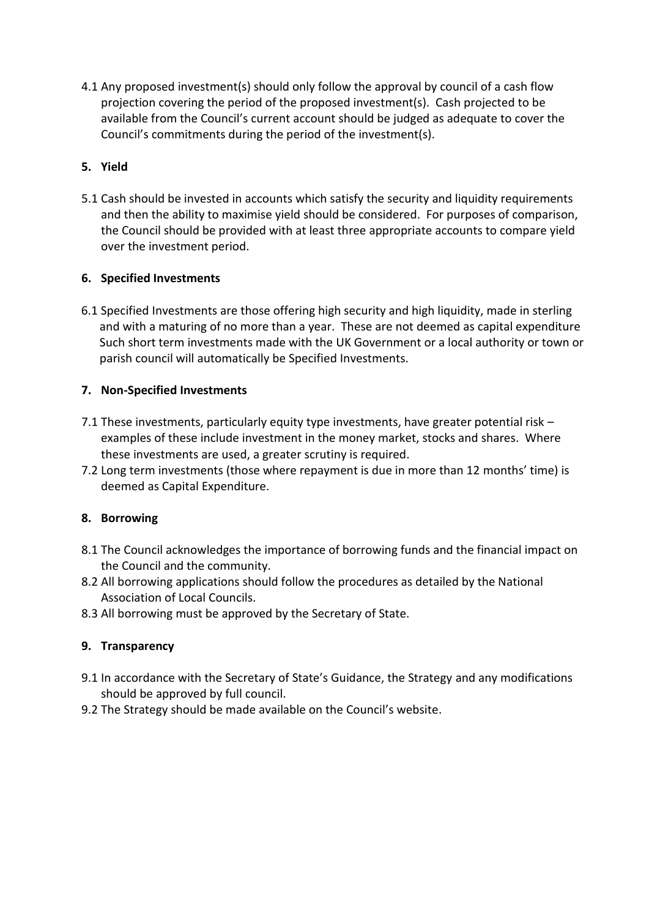4.1 Any proposed investment(s) should only follow the approval by council of a cash flow projection covering the period of the proposed investment(s). Cash projected to be available from the Council's current account should be judged as adequate to cover the Council's commitments during the period of the investment(s).

## 5. Yield

5.1 Cash should be invested in accounts which satisfy the security and liquidity requirements and then the ability to maximise yield should be considered. For purposes of comparison, the Council should be provided with at least three appropriate accounts to compare yield over the investment period.

## 6. Specified Investments

6.1 Specified Investments are those offering high security and high liquidity, made in sterling and with a maturing of no more than a year. These are not deemed as capital expenditure Such short term investments made with the UK Government or a local authority or town or parish council will automatically be Specified Investments.

## 7. Non-Specified Investments

7.1 These investments, particularly equity type investments, have greater potential risk – examples of these include investment in the money market, stocks and shares. Where these investments are used, a greater scrutiny is required.

7.2 Long term investments (those where repayment is due in more than 12 months' time) is deemed as Capital Expenditure.

## 8. Borrowing

8.1 The Council acknowledges the importance of borrowing funds and the financial impact on the Council and the community.

8.2 All borrowing applications should follow the procedures as detailed by the National Association of Local Councils.

8.3 All borrowing must be approved by the Secretary of State.

## 9. Transparency

9.1 In accordance with the Secretary of State's Guidance, the Strategy and any modifications should be approved by full council.

9.2 The Strategy should be made available on the Council's website.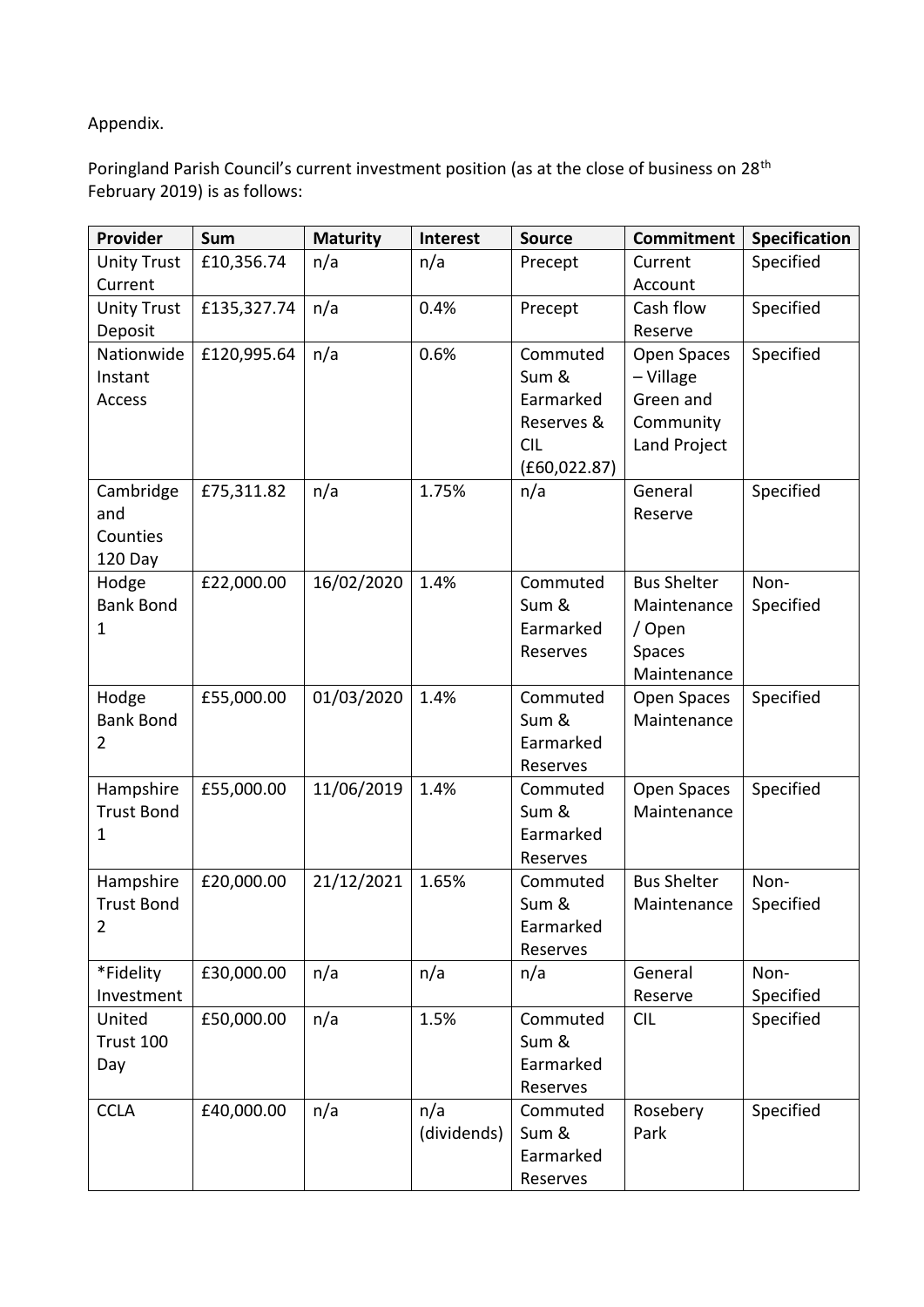Appendix.

Poringland Parish Council's current investment position (as at the close of business on 28th February 2019) is as follows:

| Provider | Sum | Maturity | Interest | Source | Commitment | Specification |
| --- | --- | --- | --- | --- | --- | --- |
| Unity Trust Current | £10,356.74 | n/a | n/a | Precept | Current Account | Specified |
| Unity Trust Deposit | £135,327.74 | n/a | 0.4% | Precept | Cash flow Reserve | Specified |
| Nationwide Instant Access | £120,995.64 | n/a | 0.6% | Commuted Sum & Earmarked Reserves & CIL (£60,022.87) | Open Spaces – Village Green and Community Land Project | Specified |
| Cambridge and Counties 120 Day | £75,311.82 | n/a | 1.75% | n/a | General Reserve | Specified |
| Hodge Bank Bond 1 | £22,000.00 | 16/02/2020 | 1.4% | Commuted Sum & Earmarked Reserves | Bus Shelter Maintenance / Open Spaces Maintenance | Non-Specified |
| Hodge Bank Bond 2 | £55,000.00 | 01/03/2020 | 1.4% | Commuted Sum & Earmarked Reserves | Open Spaces Maintenance | Specified |
| Hampshire Trust Bond 1 | £55,000.00 | 11/06/2019 | 1.4% | Commuted Sum & Earmarked Reserves | Open Spaces Maintenance | Specified |
| Hampshire Trust Bond 2 | £20,000.00 | 21/12/2021 | 1.65% | Commuted Sum & Earmarked Reserves | Bus Shelter Maintenance | Non-Specified |
| *Fidelity Investment | £30,000.00 | n/a | n/a | n/a | General Reserve | Non-Specified |
| United Trust 100 Day | £50,000.00 | n/a | 1.5% | Commuted Sum & Earmarked Reserves | CIL | Specified |
| CCLA | £40,000.00 | n/a | n/a (dividends) | Commuted Sum & Earmarked Reserves | Rosebery Park | Specified |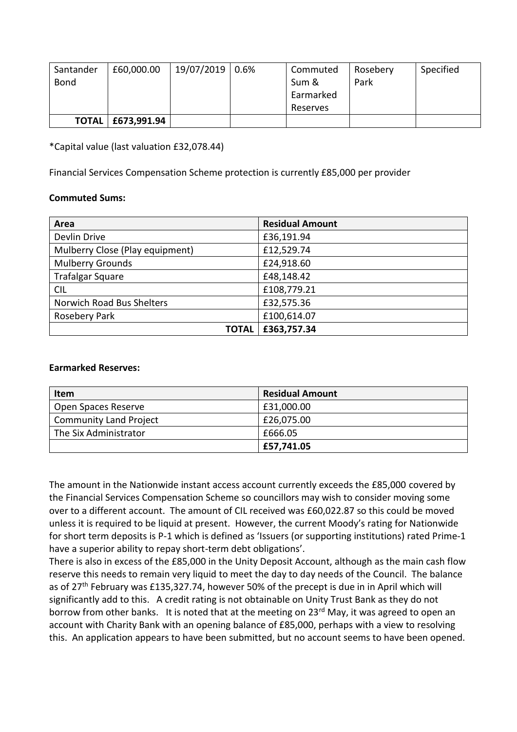| Santander Bond | £60,000.00 | 19/07/2019 | 0.6% | Commuted Sum & Earmarked Reserves | Rosebery Park | Specified |
|---|---|---|---|---|---|---|
| **TOTAL** | **£673,991.94** | | | | | |

*Capital value (last valuation £32,078.44)

Financial Services Compensation Scheme protection is currently £85,000 per provider

**Commuted Sums:**

| Area | Residual Amount |
|---|---|
| Devlin Drive | £36,191.94 |
| Mulberry Close (Play equipment) | £12,529.74 |
| Mulberry Grounds | £24,918.60 |
| Trafalgar Square | £48,148.42 |
| CIL | £108,779.21 |
| Norwich Road Bus Shelters | £32,575.36 |
| Rosebery Park | £100,614.07 |
| **TOTAL** | **£363,757.34** |

**Earmarked Reserves:**

| Item | Residual Amount |
|---|---|
| Open Spaces Reserve | £31,000.00 |
| Community Land Project | £26,075.00 |
| The Six Administrator | £666.05 |
| | **£57,741.05** |

The amount in the Nationwide instant access account currently exceeds the £85,000 covered by the Financial Services Compensation Scheme so councillors may wish to consider moving some over to a different account. The amount of CIL received was £60,022.87 so this could be moved unless it is required to be liquid at present. However, the current Moody's rating for Nationwide for short term deposits is P-1 which is defined as 'Issuers (or supporting institutions) rated Prime-1 have a superior ability to repay short-term debt obligations'.

There is also in excess of the £85,000 in the Unity Deposit Account, although as the main cash flow reserve this needs to remain very liquid to meet the day to day needs of the Council. The balance as of 27th February was £135,327.74, however 50% of the precept is due in in April which will significantly add to this. A credit rating is not obtainable on Unity Trust Bank as they do not borrow from other banks. It is noted that at the meeting on 23rd May, it was agreed to open an account with Charity Bank with an opening balance of £85,000, perhaps with a view to resolving this. An application appears to have been submitted, but no account seems to have been opened.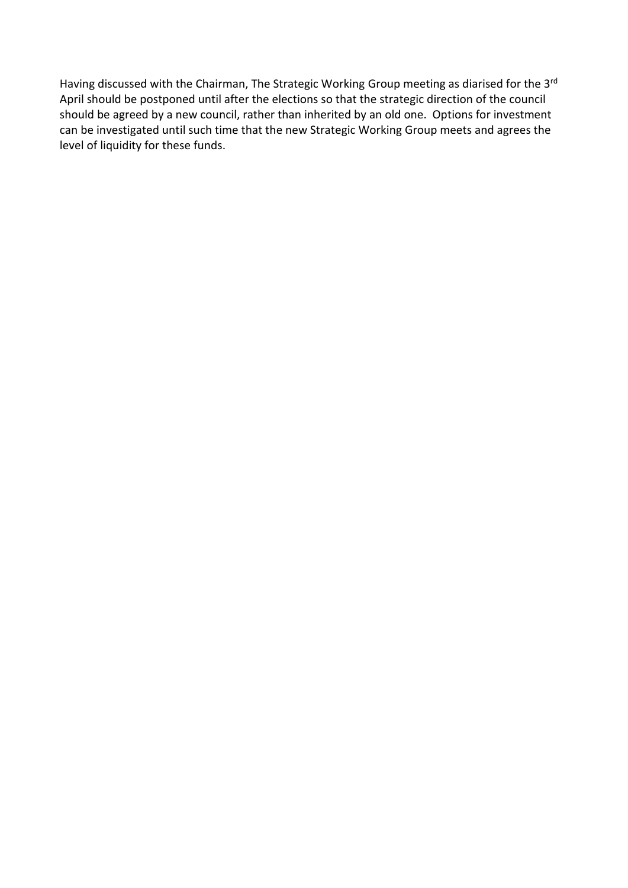Having discussed with the Chairman, The Strategic Working Group meeting as diarised for the 3rd April should be postponed until after the elections so that the strategic direction of the council should be agreed by a new council, rather than inherited by an old one. Options for investment can be investigated until such time that the new Strategic Working Group meets and agrees the level of liquidity for these funds.